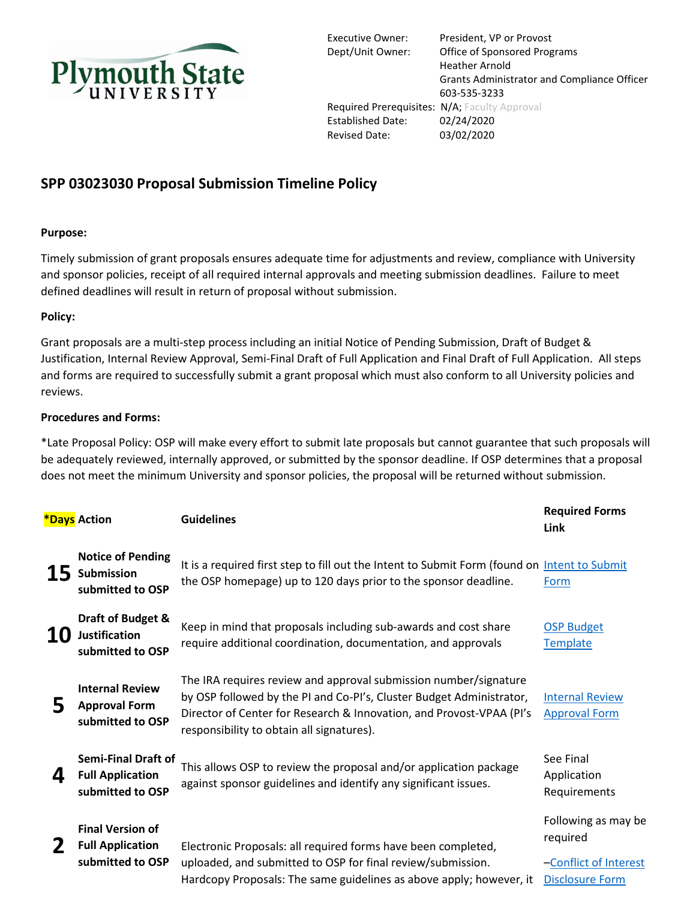Plymouth State UNIVERSITY

| | |
|---|---|
| Executive Owner: | President, VP or Provost |
| Dept/Unit Owner: | Office of Sponsored Programs<br>Heather Arnold<br>Grants Administrator and Compliance Officer<br>603-535-3233 |
| Required Prerequisites: | N/A; Faculty Approval |
| Established Date: | 02/24/2020 |
| Revised Date: | 03/02/2020 |

## SPP 03023030 Proposal Submission Timeline Policy

**Purpose:**

Timely submission of grant proposals ensures adequate time for adjustments and review, compliance with University and sponsor policies, receipt of all required internal approvals and meeting submission deadlines. Failure to meet defined deadlines will result in return of proposal without submission.

**Policy:**

Grant proposals are a multi-step process including an initial Notice of Pending Submission, Draft of Budget & Justification, Internal Review Approval, Semi-Final Draft of Full Application and Final Draft of Full Application. All steps and forms are required to successfully submit a grant proposal which must also conform to all University policies and reviews.

**Procedures and Forms:**

*Late Proposal Policy: OSP will make every effort to submit late proposals but cannot guarantee that such proposals will be adequately reviewed, internally approved, or submitted by the sponsor deadline. If OSP determines that a proposal does not meet the minimum University and sponsor policies, the proposal will be returned without submission.

| *Days | Action | Guidelines | Required Forms Link |
|---|---|---|---|
| **15** | **Notice of Pending Submission submitted to OSP** | It is a required first step to fill out the Intent to Submit Form (found on the OSP homepage) up to 120 days prior to the sponsor deadline. | Intent to Submit Form |
| **10** | **Draft of Budget & Justification submitted to OSP** | Keep in mind that proposals including sub-awards and cost share require additional coordination, documentation, and approvals | OSP Budget Template |
| **5** | **Internal Review Approval Form submitted to OSP** | The IRA requires review and approval submission number/signature by OSP followed by the PI and Co-PI's, Cluster Budget Administrator, Director of Center for Research & Innovation, and Provost-VPAA (PI's responsibility to obtain all signatures). | Internal Review Approval Form |
| **4** | **Semi-Final Draft of Full Application submitted to OSP** | This allows OSP to review the proposal and/or application package against sponsor guidelines and identify any significant issues. | See Final Application Requirements |
| **2** | **Final Version of Full Application submitted to OSP** | Electronic Proposals: all required forms have been completed, uploaded, and submitted to OSP for final review/submission.<br>Hardcopy Proposals: The same guidelines as above apply; however, it | Following as may be required<br>–Conflict of Interest Disclosure Form |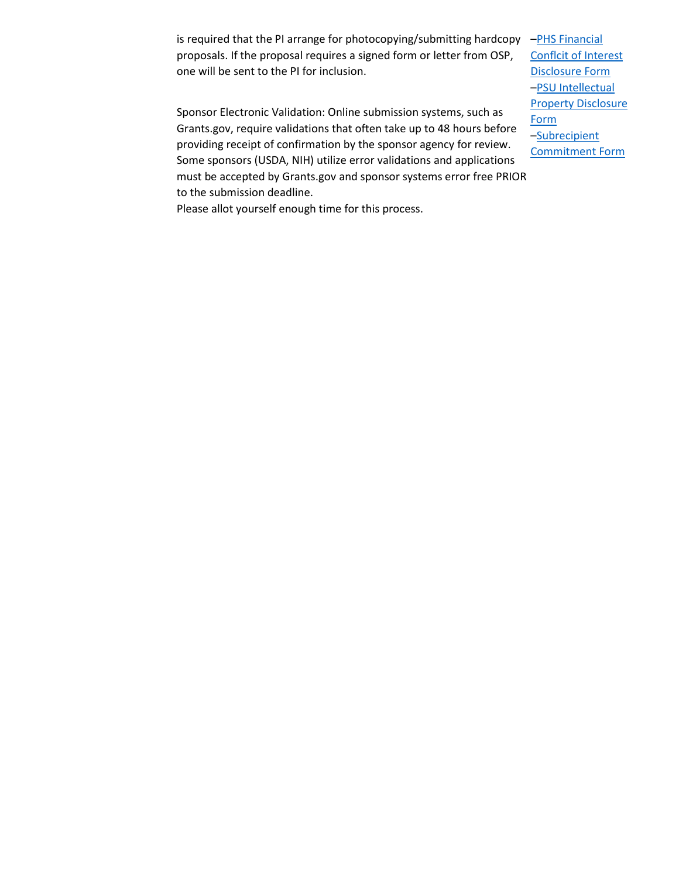is required that the PI arrange for photocopying/submitting hardcopy proposals. If the proposal requires a signed form or letter from OSP, one will be sent to the PI for inclusion.

Sponsor Electronic Validation: Online submission systems, such as Grants.gov, require validations that often take up to 48 hours before providing receipt of confirmation by the sponsor agency for review. Some sponsors (USDA, NIH) utilize error validations and applications must be accepted by Grants.gov and sponsor systems error free PRIOR to the submission deadline.
Please allot yourself enough time for this process.

–PHS Financial Conflcit of Interest Disclosure Form
–PSU Intellectual Property Disclosure Form
–Subrecipient Commitment Form